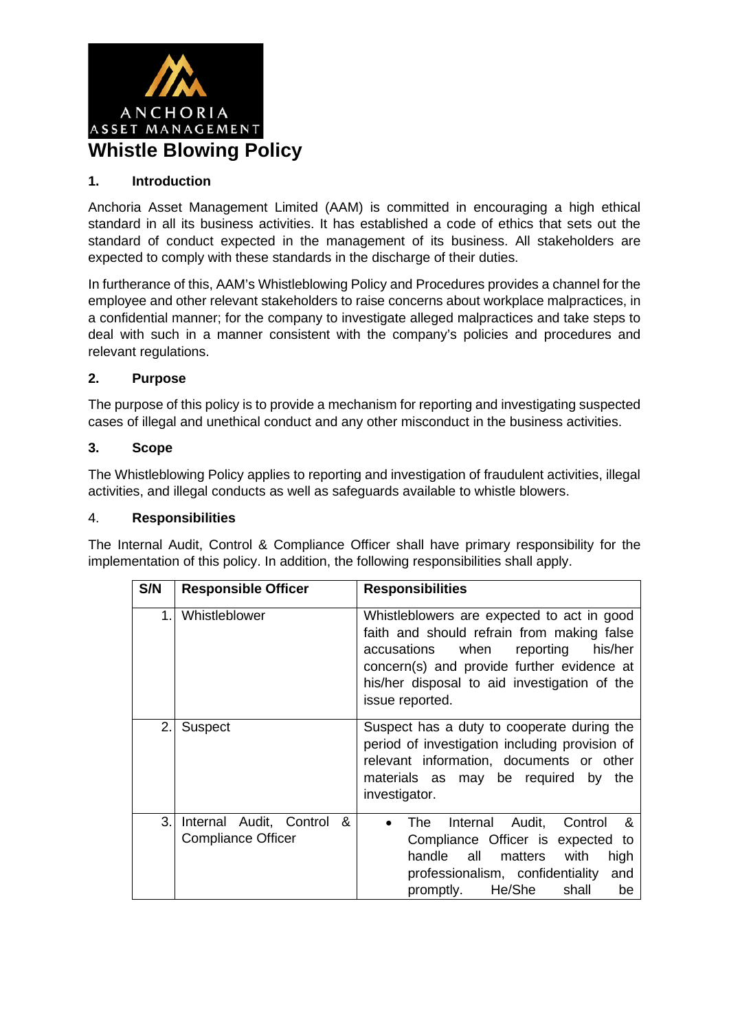# Whistle Blowing Policy

## 1. Introduction

Anchoria Asset Management Limited (AAM) is committed in encouraging a high ethical standard in all its business activities. It has established a code of ethics that sets out the standard of conduct expected in the management of its business. All stakeholders are expected to comply with these standards in the discharge of their duties.

In furtherance of this, AAM's Whistleblowing Policy and Procedures provides a channel for the employee and other relevant stakeholders to raise concerns about workplace malpractices, in a confidential manner; for the company to investigate alleged malpractices and take steps to deal with such in a manner consistent with the company's policies and procedures and relevant regulations.

## 2. Purpose

The purpose of this policy is to provide a mechanism for reporting and investigating suspected cases of illegal and unethical conduct and any other misconduct in the business activities.

## 3. Scope

The Whistleblowing Policy applies to reporting and investigation of fraudulent activities, illegal activities, and illegal conducts as well as safeguards available to whistle blowers.

## 4. Responsibilities

The Internal Audit, Control & Compliance Officer shall have primary responsibility for the implementation of this policy. In addition, the following responsibilities shall apply.

| S/N | Responsible Officer | Responsibilities |
|---|---|---|
| 1. | Whistleblower | Whistleblowers are expected to act in good faith and should refrain from making false accusations when reporting his/her concern(s) and provide further evidence at his/her disposal to aid investigation of the issue reported. |
| 2. | Suspect | Suspect has a duty to cooperate during the period of investigation including provision of relevant information, documents or other materials as may be required by the investigator. |
| 3. | Internal Audit, Control & Compliance Officer | • The Internal Audit, Control & Compliance Officer is expected to handle all matters with high professionalism, confidentiality and promptly. He/She shall be |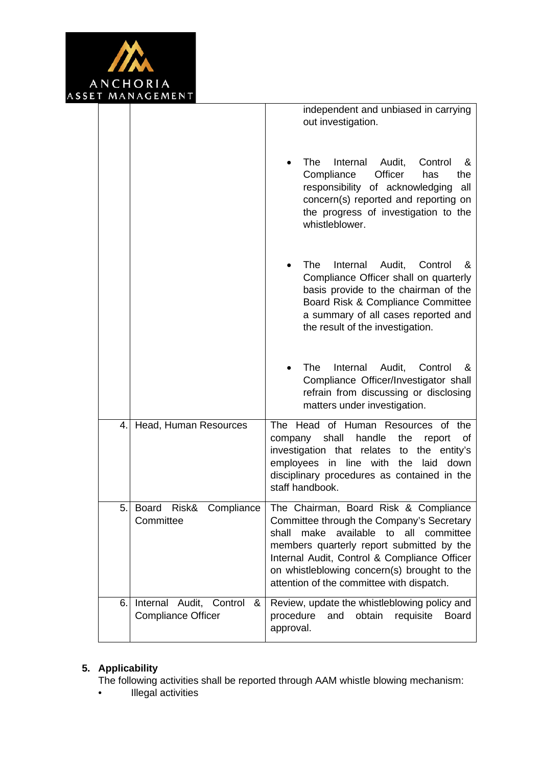| | | |
|---|---|---|
| | | independent and unbiased in carrying out investigation.<br><br>• The Internal Audit, Control & Compliance Officer has the responsibility of acknowledging all concern(s) reported and reporting on the progress of investigation to the whistleblower.<br><br>• The Internal Audit, Control & Compliance Officer shall on quarterly basis provide to the chairman of the Board Risk & Compliance Committee a summary of all cases reported and the result of the investigation.<br><br>• The Internal Audit, Control & Compliance Officer/Investigator shall refrain from discussing or disclosing matters under investigation. |
| 4. | Head, Human Resources | The Head of Human Resources of the company shall handle the report of investigation that relates to the entity's employees in line with the laid down disciplinary procedures as contained in the staff handbook. |
| 5. | Board Risk& Compliance Committee | The Chairman, Board Risk & Compliance Committee through the Company's Secretary shall make available to all committee members quarterly report submitted by the Internal Audit, Control & Compliance Officer on whistleblowing concern(s) brought to the attention of the committee with dispatch. |
| 6. | Internal Audit, Control & Compliance Officer | Review, update the whistleblowing policy and procedure and obtain requisite Board approval. |

## 5. Applicability

The following activities shall be reported through AAM whistle blowing mechanism:

- Illegal activities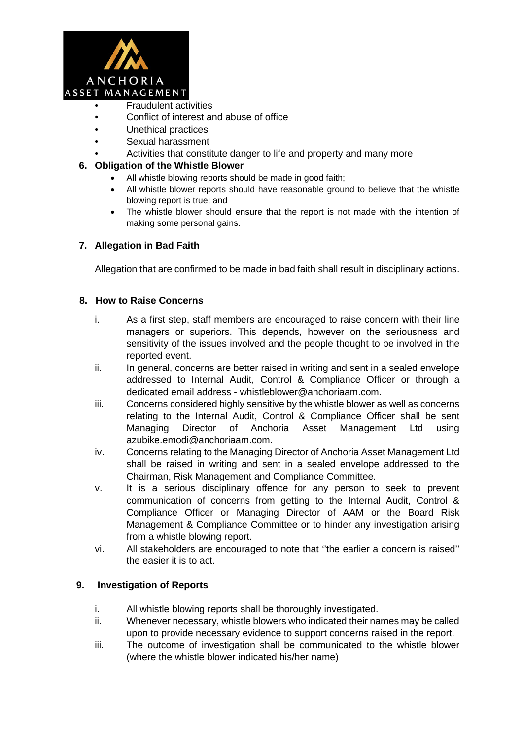- Fraudulent activities
- Conflict of interest and abuse of office
- Unethical practices
- Sexual harassment
- Activities that constitute danger to life and property and many more

## 6. Obligation of the Whistle Blower

- All whistle blowing reports should be made in good faith;
- All whistle blower reports should have reasonable ground to believe that the whistle blowing report is true; and
- The whistle blower should ensure that the report is not made with the intention of making some personal gains.

## 7. Allegation in Bad Faith

Allegation that are confirmed to be made in bad faith shall result in disciplinary actions.

## 8. How to Raise Concerns

i. As a first step, staff members are encouraged to raise concern with their line managers or superiors. This depends, however on the seriousness and sensitivity of the issues involved and the people thought to be involved in the reported event.

ii. In general, concerns are better raised in writing and sent in a sealed envelope addressed to Internal Audit, Control & Compliance Officer or through a dedicated email address - whistleblower@anchoriaam.com.

iii. Concerns considered highly sensitive by the whistle blower as well as concerns relating to the Internal Audit, Control & Compliance Officer shall be sent Managing Director of Anchoria Asset Management Ltd using azubike.emodi@anchoriaam.com.

iv. Concerns relating to the Managing Director of Anchoria Asset Management Ltd shall be raised in writing and sent in a sealed envelope addressed to the Chairman, Risk Management and Compliance Committee.

v. It is a serious disciplinary offence for any person to seek to prevent communication of concerns from getting to the Internal Audit, Control & Compliance Officer or Managing Director of AAM or the Board Risk Management & Compliance Committee or to hinder any investigation arising from a whistle blowing report.

vi. All stakeholders are encouraged to note that ''the earlier a concern is raised'' the easier it is to act.

## 9. Investigation of Reports

i. All whistle blowing reports shall be thoroughly investigated.

ii. Whenever necessary, whistle blowers who indicated their names may be called upon to provide necessary evidence to support concerns raised in the report.

iii. The outcome of investigation shall be communicated to the whistle blower (where the whistle blower indicated his/her name)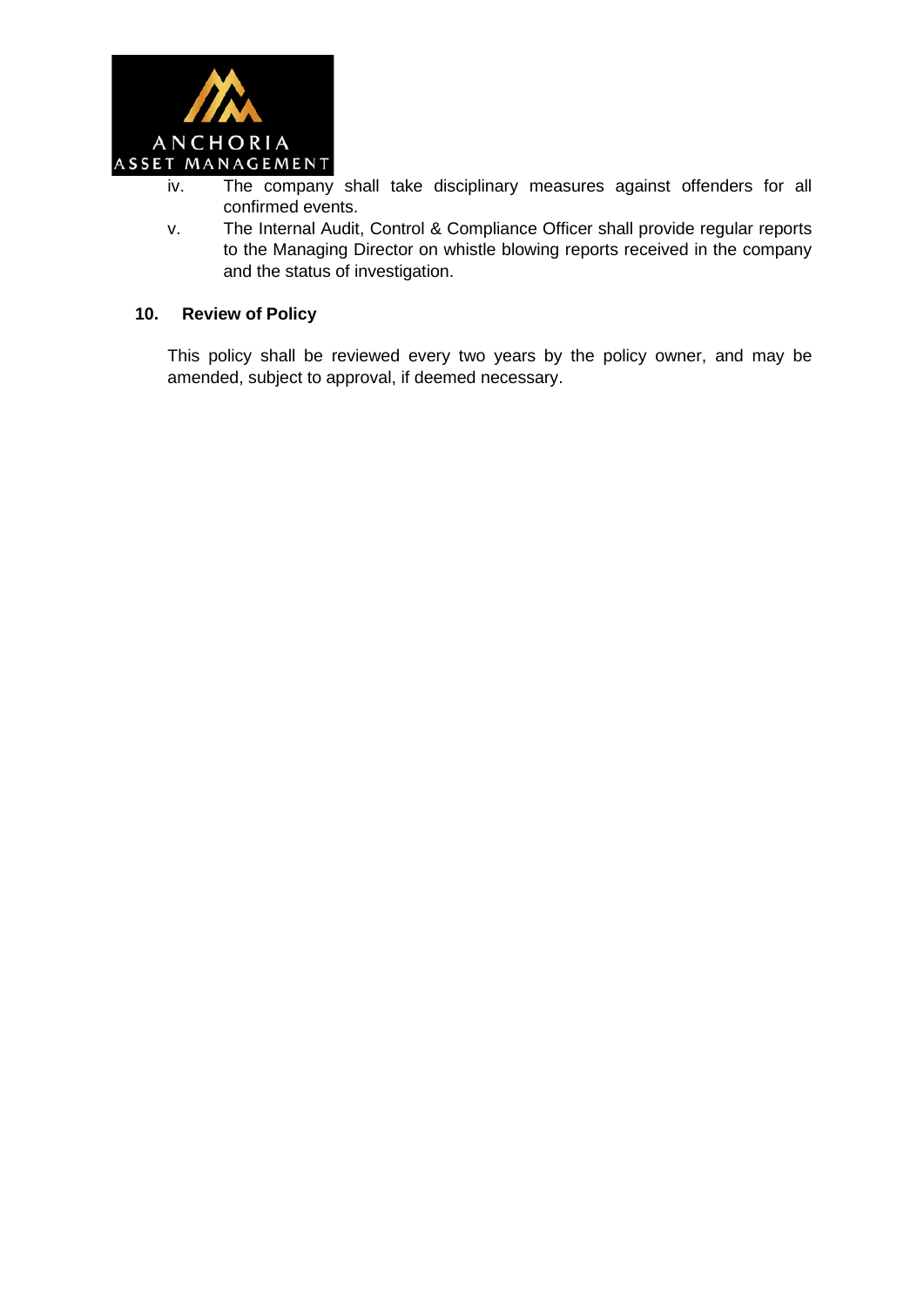iv. The company shall take disciplinary measures against offenders for all confirmed events.

v. The Internal Audit, Control & Compliance Officer shall provide regular reports to the Managing Director on whistle blowing reports received in the company and the status of investigation.

## 10. Review of Policy

This policy shall be reviewed every two years by the policy owner, and may be amended, subject to approval, if deemed necessary.